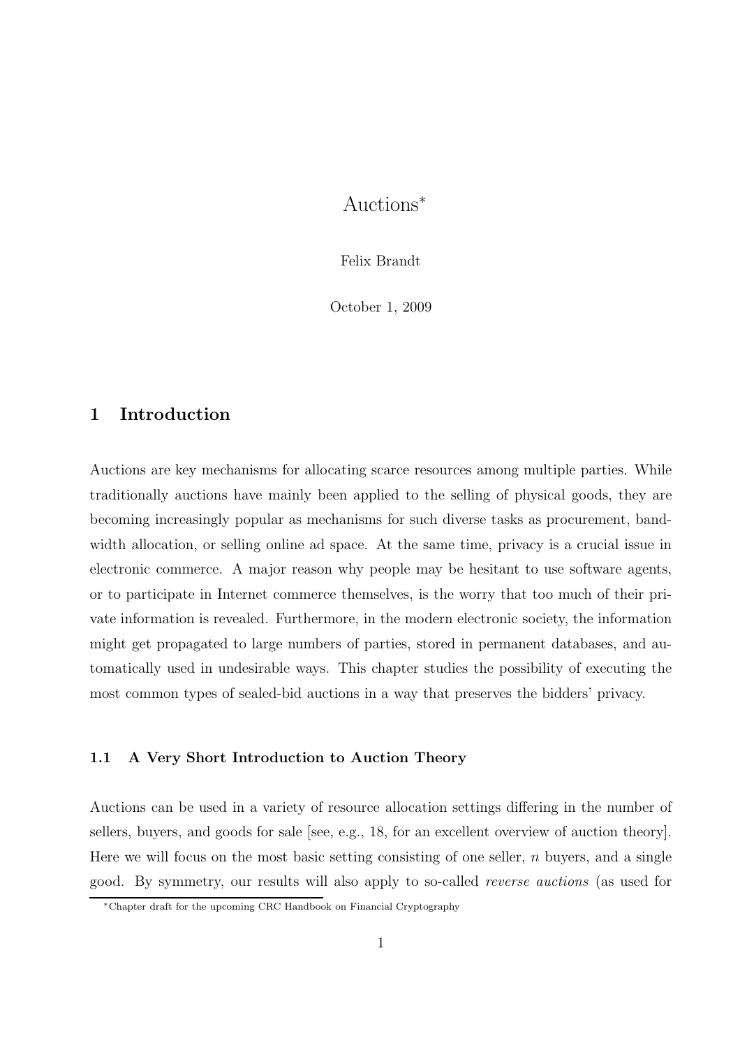# Auctions*

Felix Brandt

October 1, 2009

## 1 Introduction

Auctions are key mechanisms for allocating scarce resources among multiple parties. While traditionally auctions have mainly been applied to the selling of physical goods, they are becoming increasingly popular as mechanisms for such diverse tasks as procurement, bandwidth allocation, or selling online ad space. At the same time, privacy is a crucial issue in electronic commerce. A major reason why people may be hesitant to use software agents, or to participate in Internet commerce themselves, is the worry that too much of their private information is revealed. Furthermore, in the modern electronic society, the information might get propagated to large numbers of parties, stored in permanent databases, and automatically used in undesirable ways. This chapter studies the possibility of executing the most common types of sealed-bid auctions in a way that preserves the bidders' privacy.

### 1.1 A Very Short Introduction to Auction Theory

Auctions can be used in a variety of resource allocation settings differing in the number of sellers, buyers, and goods for sale [see, e.g., 18, for an excellent overview of auction theory]. Here we will focus on the most basic setting consisting of one seller, $n$ buyers, and a single good. By symmetry, our results will also apply to so-called *reverse auctions* (as used for

*Chapter draft for the upcoming CRC Handbook on Financial Cryptography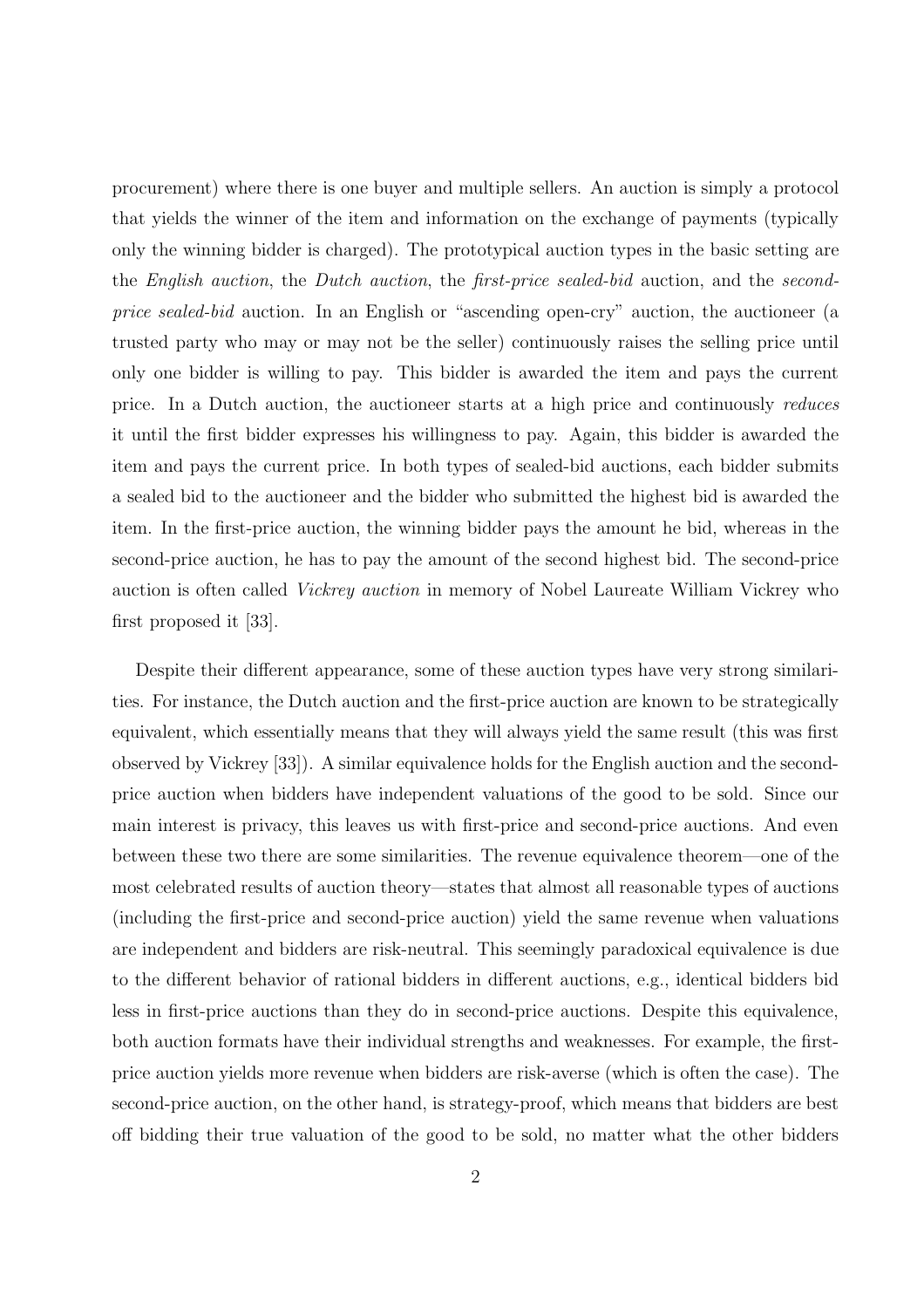procurement) where there is one buyer and multiple sellers. An auction is simply a protocol that yields the winner of the item and information on the exchange of payments (typically only the winning bidder is charged). The prototypical auction types in the basic setting are the *English auction*, the *Dutch auction*, the *first-price sealed-bid* auction, and the *second-price sealed-bid* auction. In an English or "ascending open-cry" auction, the auctioneer (a trusted party who may or may not be the seller) continuously raises the selling price until only one bidder is willing to pay. This bidder is awarded the item and pays the current price. In a Dutch auction, the auctioneer starts at a high price and continuously *reduces* it until the first bidder expresses his willingness to pay. Again, this bidder is awarded the item and pays the current price. In both types of sealed-bid auctions, each bidder submits a sealed bid to the auctioneer and the bidder who submitted the highest bid is awarded the item. In the first-price auction, the winning bidder pays the amount he bid, whereas in the second-price auction, he has to pay the amount of the second highest bid. The second-price auction is often called *Vickrey auction* in memory of Nobel Laureate William Vickrey who first proposed it [33].

Despite their different appearance, some of these auction types have very strong similarities. For instance, the Dutch auction and the first-price auction are known to be strategically equivalent, which essentially means that they will always yield the same result (this was first observed by Vickrey [33]). A similar equivalence holds for the English auction and the second-price auction when bidders have independent valuations of the good to be sold. Since our main interest is privacy, this leaves us with first-price and second-price auctions. And even between these two there are some similarities. The revenue equivalence theorem—one of the most celebrated results of auction theory—states that almost all reasonable types of auctions (including the first-price and second-price auction) yield the same revenue when valuations are independent and bidders are risk-neutral. This seemingly paradoxical equivalence is due to the different behavior of rational bidders in different auctions, e.g., identical bidders bid less in first-price auctions than they do in second-price auctions. Despite this equivalence, both auction formats have their individual strengths and weaknesses. For example, the first-price auction yields more revenue when bidders are risk-averse (which is often the case). The second-price auction, on the other hand, is strategy-proof, which means that bidders are best off bidding their true valuation of the good to be sold, no matter what the other bidders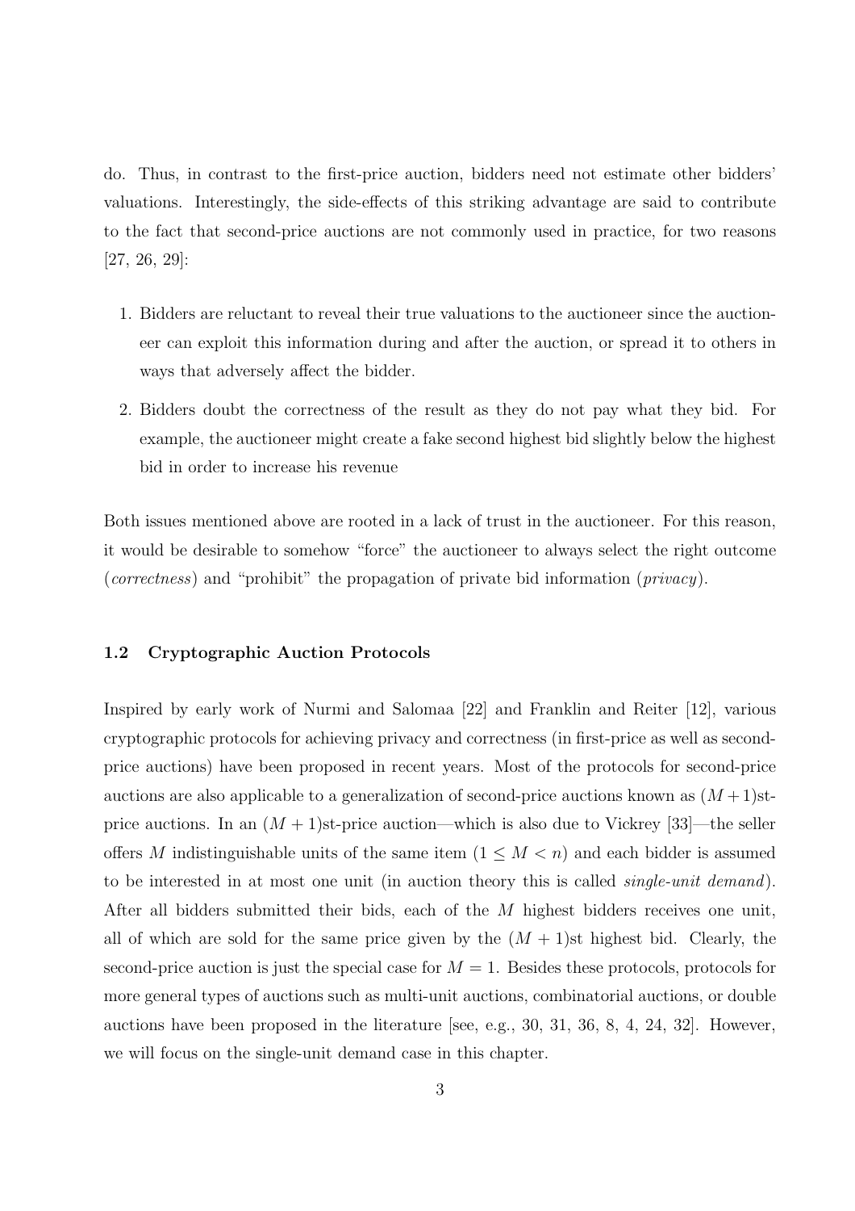do. Thus, in contrast to the first-price auction, bidders need not estimate other bidders' valuations. Interestingly, the side-effects of this striking advantage are said to contribute to the fact that second-price auctions are not commonly used in practice, for two reasons [27, 26, 29]:

1. Bidders are reluctant to reveal their true valuations to the auctioneer since the auctioneer can exploit this information during and after the auction, or spread it to others in ways that adversely affect the bidder.
2. Bidders doubt the correctness of the result as they do not pay what they bid. For example, the auctioneer might create a fake second highest bid slightly below the highest bid in order to increase his revenue

Both issues mentioned above are rooted in a lack of trust in the auctioneer. For this reason, it would be desirable to somehow "force" the auctioneer to always select the right outcome (*correctness*) and "prohibit" the propagation of private bid information (*privacy*).

### 1.2 Cryptographic Auction Protocols

Inspired by early work of Nurmi and Salomaa [22] and Franklin and Reiter [12], various cryptographic protocols for achieving privacy and correctness (in first-price as well as second-price auctions) have been proposed in recent years. Most of the protocols for second-price auctions are also applicable to a generalization of second-price auctions known as $(M+1)$st-price auctions. In an $(M+1)$st-price auction—which is also due to Vickrey [33]—the seller offers $M$ indistinguishable units of the same item ($1 \leq M < n$) and each bidder is assumed to be interested in at most one unit (in auction theory this is called *single-unit demand*). After all bidders submitted their bids, each of the $M$ highest bidders receives one unit, all of which are sold for the same price given by the $(M+1)$st highest bid. Clearly, the second-price auction is just the special case for $M = 1$. Besides these protocols, protocols for more general types of auctions such as multi-unit auctions, combinatorial auctions, or double auctions have been proposed in the literature [see, e.g., 30, 31, 36, 8, 4, 24, 32]. However, we will focus on the single-unit demand case in this chapter.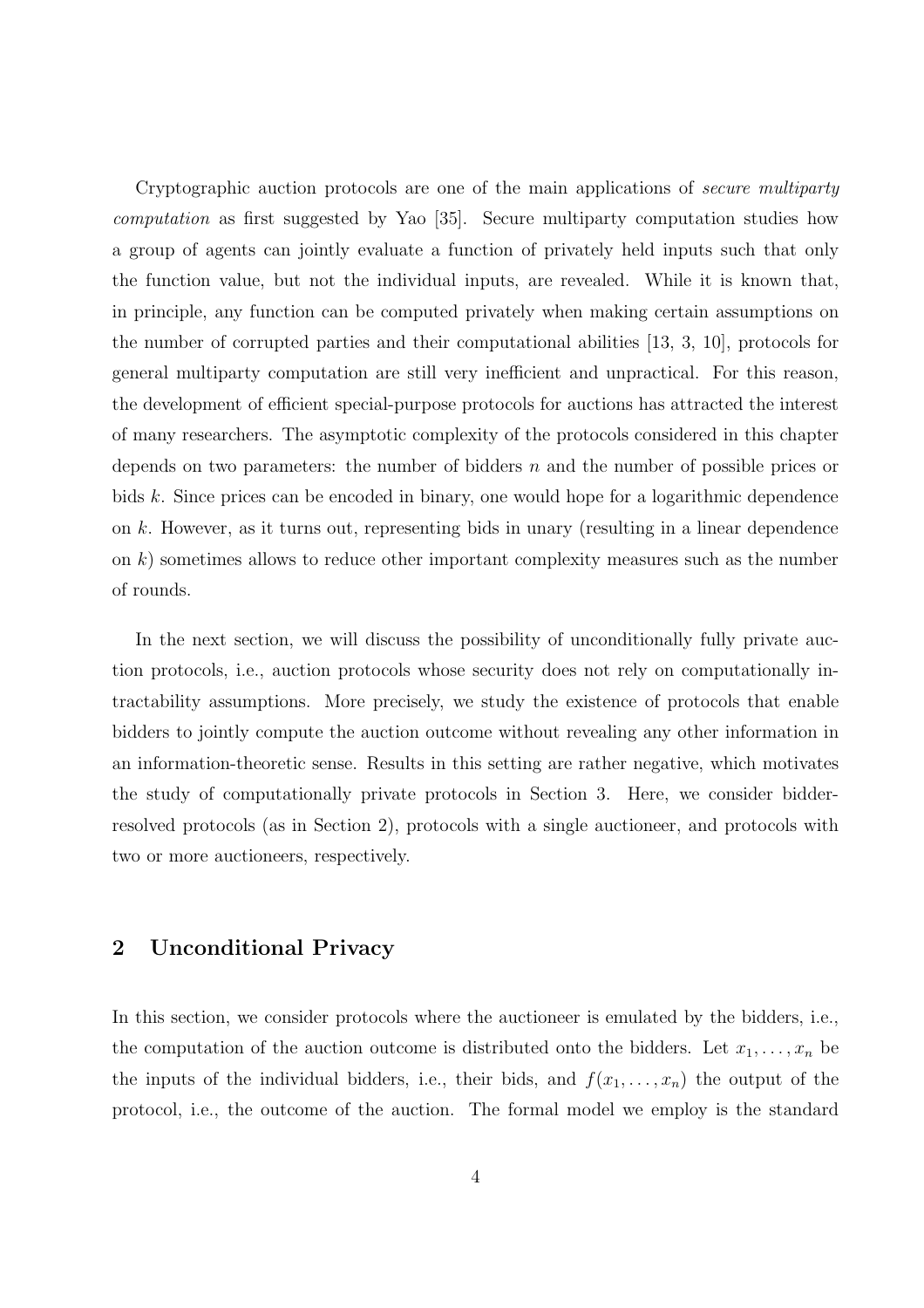Cryptographic auction protocols are one of the main applications of *secure multiparty computation* as first suggested by Yao [35]. Secure multiparty computation studies how a group of agents can jointly evaluate a function of privately held inputs such that only the function value, but not the individual inputs, are revealed. While it is known that, in principle, any function can be computed privately when making certain assumptions on the number of corrupted parties and their computational abilities [13, 3, 10], protocols for general multiparty computation are still very inefficient and unpractical. For this reason, the development of efficient special-purpose protocols for auctions has attracted the interest of many researchers. The asymptotic complexity of the protocols considered in this chapter depends on two parameters: the number of bidders $n$ and the number of possible prices or bids $k$. Since prices can be encoded in binary, one would hope for a logarithmic dependence on $k$. However, as it turns out, representing bids in unary (resulting in a linear dependence on $k$) sometimes allows to reduce other important complexity measures such as the number of rounds.

In the next section, we will discuss the possibility of unconditionally fully private auction protocols, i.e., auction protocols whose security does not rely on computationally intractability assumptions. More precisely, we study the existence of protocols that enable bidders to jointly compute the auction outcome without revealing any other information in an information-theoretic sense. Results in this setting are rather negative, which motivates the study of computationally private protocols in Section 3. Here, we consider bidder-resolved protocols (as in Section 2), protocols with a single auctioneer, and protocols with two or more auctioneers, respectively.

## 2 Unconditional Privacy

In this section, we consider protocols where the auctioneer is emulated by the bidders, i.e., the computation of the auction outcome is distributed onto the bidders. Let $x_1, \ldots, x_n$ be the inputs of the individual bidders, i.e., their bids, and $f(x_1, \ldots, x_n)$ the output of the protocol, i.e., the outcome of the auction. The formal model we employ is the standard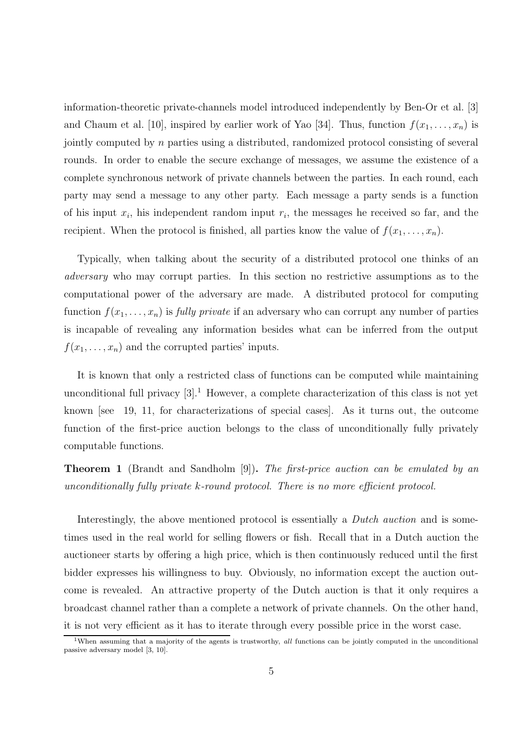information-theoretic private-channels model introduced independently by Ben-Or et al. [3] and Chaum et al. [10], inspired by earlier work of Yao [34]. Thus, function $f(x_1, \ldots, x_n)$ is jointly computed by $n$ parties using a distributed, randomized protocol consisting of several rounds. In order to enable the secure exchange of messages, we assume the existence of a complete synchronous network of private channels between the parties. In each round, each party may send a message to any other party. Each message a party sends is a function of his input $x_i$, his independent random input $r_i$, the messages he received so far, and the recipient. When the protocol is finished, all parties know the value of $f(x_1, \ldots, x_n)$.

Typically, when talking about the security of a distributed protocol one thinks of an *adversary* who may corrupt parties. In this section no restrictive assumptions as to the computational power of the adversary are made. A distributed protocol for computing function $f(x_1, \ldots, x_n)$ is *fully private* if an adversary who can corrupt any number of parties is incapable of revealing any information besides what can be inferred from the output $f(x_1, \ldots, x_n)$ and the corrupted parties' inputs.

It is known that only a restricted class of functions can be computed while maintaining unconditional full privacy [3].[1] However, a complete characterization of this class is not yet known [see 19, 11, for characterizations of special cases]. As it turns out, the outcome function of the first-price auction belongs to the class of unconditionally fully privately computable functions.

**Theorem 1** (Brandt and Sandholm [9])**.** *The first-price auction can be emulated by an unconditionally fully private k-round protocol. There is no more efficient protocol.*

Interestingly, the above mentioned protocol is essentially a *Dutch auction* and is sometimes used in the real world for selling flowers or fish. Recall that in a Dutch auction the auctioneer starts by offering a high price, which is then continuously reduced until the first bidder expresses his willingness to buy. Obviously, no information except the auction outcome is revealed. An attractive property of the Dutch auction is that it only requires a broadcast channel rather than a complete a network of private channels. On the other hand, it is not very efficient as it has to iterate through every possible price in the worst case.

[1] When assuming that a majority of the agents is trustworthy, *all* functions can be jointly computed in the unconditional passive adversary model [3, 10].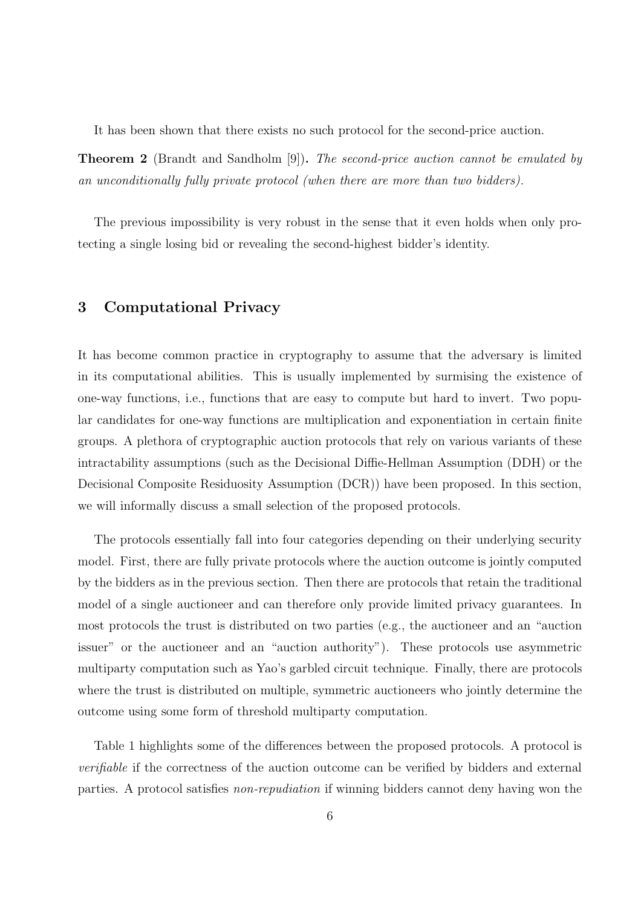It has been shown that there exists no such protocol for the second-price auction.

**Theorem 2** (Brandt and Sandholm [9]). *The second-price auction cannot be emulated by an unconditionally fully private protocol (when there are more than two bidders).*

The previous impossibility is very robust in the sense that it even holds when only protecting a single losing bid or revealing the second-highest bidder's identity.

## 3 Computational Privacy

It has become common practice in cryptography to assume that the adversary is limited in its computational abilities. This is usually implemented by surmising the existence of one-way functions, i.e., functions that are easy to compute but hard to invert. Two popular candidates for one-way functions are multiplication and exponentiation in certain finite groups. A plethora of cryptographic auction protocols that rely on various variants of these intractability assumptions (such as the Decisional Diffie-Hellman Assumption (DDH) or the Decisional Composite Residuosity Assumption (DCR)) have been proposed. In this section, we will informally discuss a small selection of the proposed protocols.

The protocols essentially fall into four categories depending on their underlying security model. First, there are fully private protocols where the auction outcome is jointly computed by the bidders as in the previous section. Then there are protocols that retain the traditional model of a single auctioneer and can therefore only provide limited privacy guarantees. In most protocols the trust is distributed on two parties (e.g., the auctioneer and an "auction issuer" or the auctioneer and an "auction authority"). These protocols use asymmetric multiparty computation such as Yao's garbled circuit technique. Finally, there are protocols where the trust is distributed on multiple, symmetric auctioneers who jointly determine the outcome using some form of threshold multiparty computation.

Table 1 highlights some of the differences between the proposed protocols. A protocol is *verifiable* if the correctness of the auction outcome can be verified by bidders and external parties. A protocol satisfies *non-repudiation* if winning bidders cannot deny having won the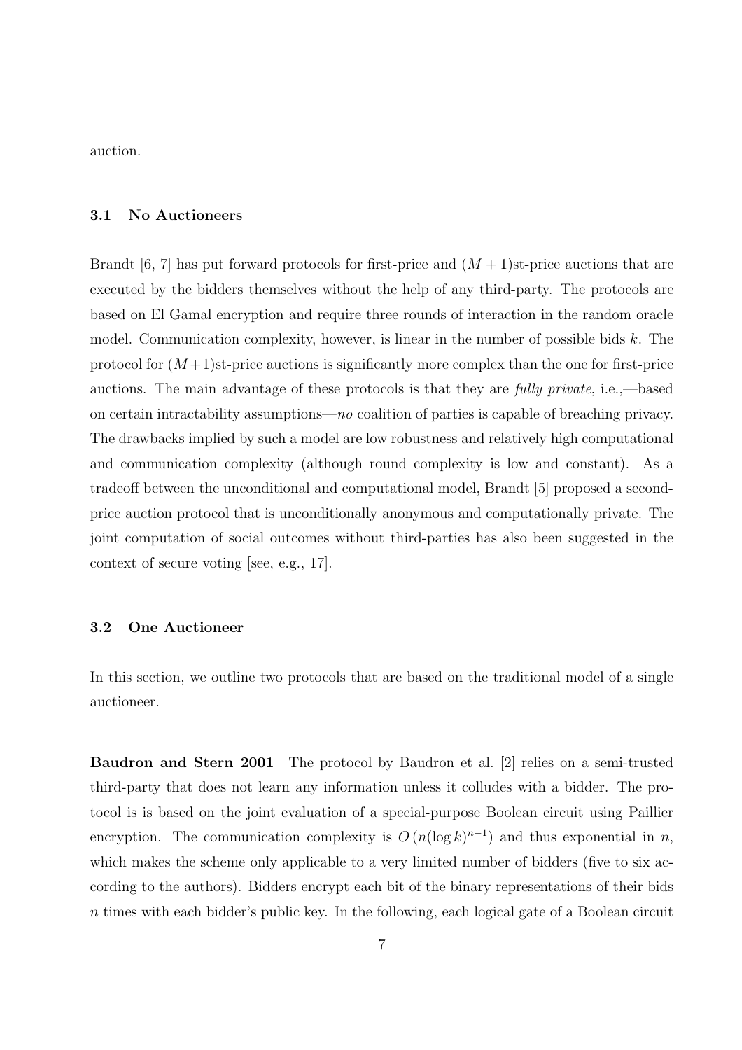auction.

### 3.1 No Auctioneers

Brandt [6, 7] has put forward protocols for first-price and $(M+1)$st-price auctions that are executed by the bidders themselves without the help of any third-party. The protocols are based on El Gamal encryption and require three rounds of interaction in the random oracle model. Communication complexity, however, is linear in the number of possible bids $k$. The protocol for $(M+1)$st-price auctions is significantly more complex than the one for first-price auctions. The main advantage of these protocols is that they are *fully private*, i.e.,—based on certain intractability assumptions—*no* coalition of parties is capable of breaching privacy. The drawbacks implied by such a model are low robustness and relatively high computational and communication complexity (although round complexity is low and constant). As a tradeoff between the unconditional and computational model, Brandt [5] proposed a second-price auction protocol that is unconditionally anonymous and computationally private. The joint computation of social outcomes without third-parties has also been suggested in the context of secure voting [see, e.g., 17].

### 3.2 One Auctioneer

In this section, we outline two protocols that are based on the traditional model of a single auctioneer.

**Baudron and Stern 2001** The protocol by Baudron et al. [2] relies on a semi-trusted third-party that does not learn any information unless it colludes with a bidder. The protocol is is based on the joint evaluation of a special-purpose Boolean circuit using Paillier encryption. The communication complexity is $O\left(n(\log k)^{n-1}\right)$ and thus exponential in $n$, which makes the scheme only applicable to a very limited number of bidders (five to six according to the authors). Bidders encrypt each bit of the binary representations of their bids $n$ times with each bidder's public key. In the following, each logical gate of a Boolean circuit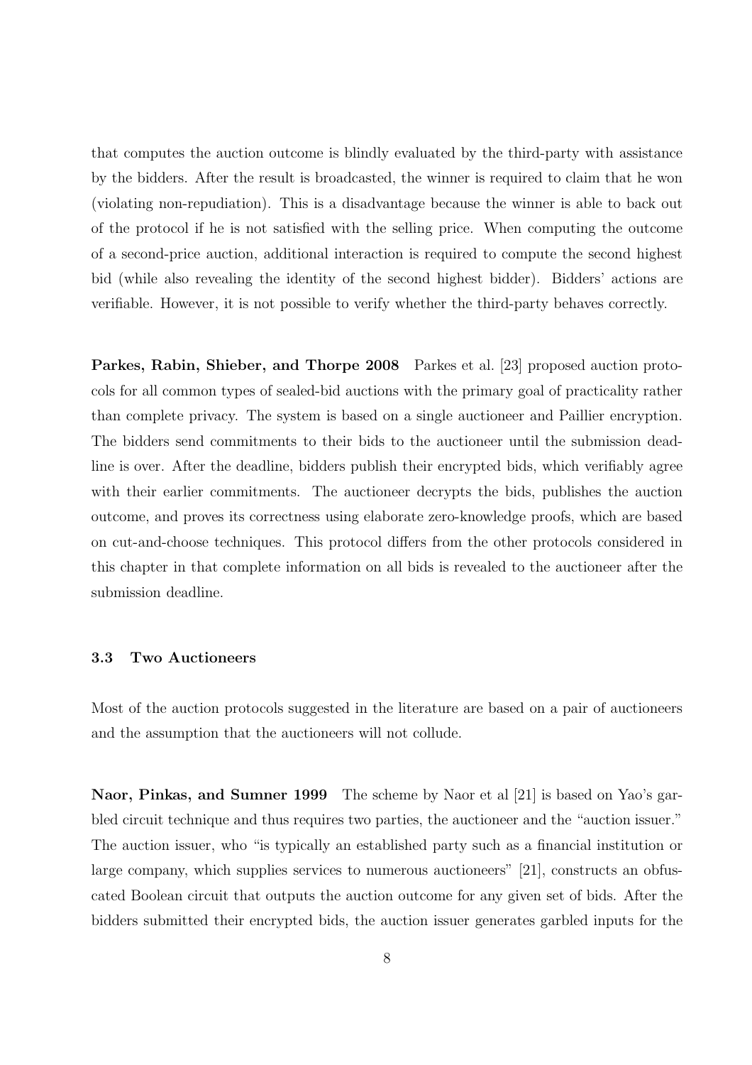that computes the auction outcome is blindly evaluated by the third-party with assistance by the bidders. After the result is broadcasted, the winner is required to claim that he won (violating non-repudiation). This is a disadvantage because the winner is able to back out of the protocol if he is not satisfied with the selling price. When computing the outcome of a second-price auction, additional interaction is required to compute the second highest bid (while also revealing the identity of the second highest bidder). Bidders' actions are verifiable. However, it is not possible to verify whether the third-party behaves correctly.

**Parkes, Rabin, Shieber, and Thorpe 2008** Parkes et al. [23] proposed auction protocols for all common types of sealed-bid auctions with the primary goal of practicality rather than complete privacy. The system is based on a single auctioneer and Paillier encryption. The bidders send commitments to their bids to the auctioneer until the submission deadline is over. After the deadline, bidders publish their encrypted bids, which verifiably agree with their earlier commitments. The auctioneer decrypts the bids, publishes the auction outcome, and proves its correctness using elaborate zero-knowledge proofs, which are based on cut-and-choose techniques. This protocol differs from the other protocols considered in this chapter in that complete information on all bids is revealed to the auctioneer after the submission deadline.

### 3.3 Two Auctioneers

Most of the auction protocols suggested in the literature are based on a pair of auctioneers and the assumption that the auctioneers will not collude.

**Naor, Pinkas, and Sumner 1999** The scheme by Naor et al [21] is based on Yao's garbled circuit technique and thus requires two parties, the auctioneer and the "auction issuer." The auction issuer, who "is typically an established party such as a financial institution or large company, which supplies services to numerous auctioneers" [21], constructs an obfuscated Boolean circuit that outputs the auction outcome for any given set of bids. After the bidders submitted their encrypted bids, the auction issuer generates garbled inputs for the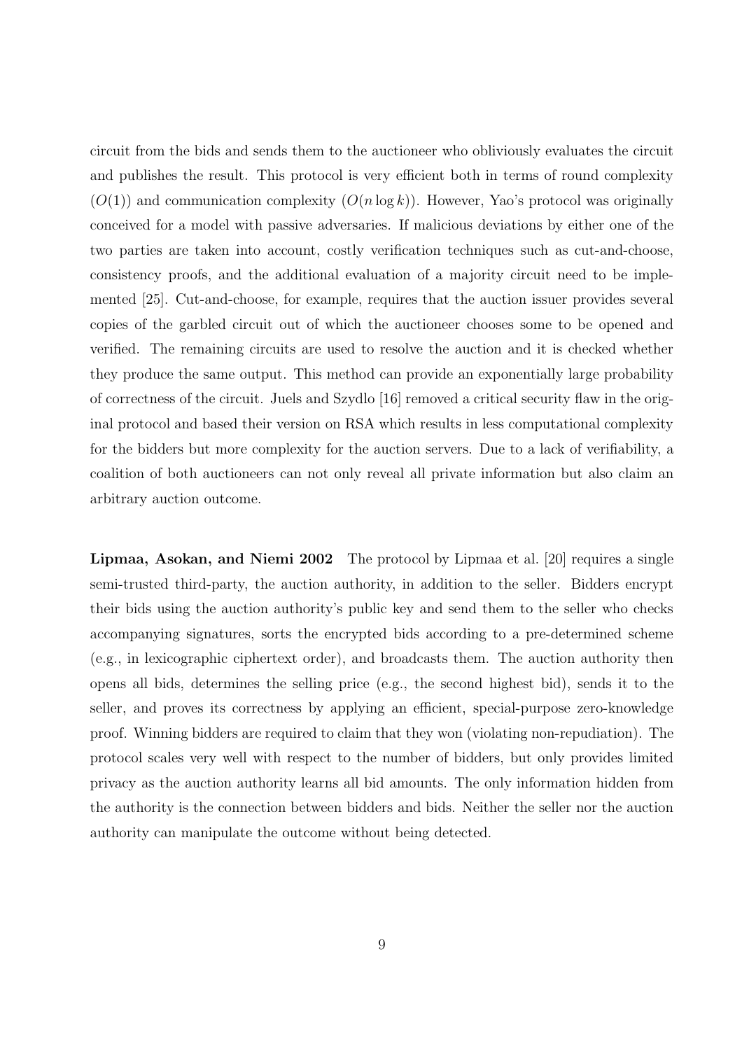circuit from the bids and sends them to the auctioneer who obliviously evaluates the circuit and publishes the result. This protocol is very efficient both in terms of round complexity ($O(1)$) and communication complexity ($O(n \log k)$). However, Yao's protocol was originally conceived for a model with passive adversaries. If malicious deviations by either one of the two parties are taken into account, costly verification techniques such as cut-and-choose, consistency proofs, and the additional evaluation of a majority circuit need to be implemented [25]. Cut-and-choose, for example, requires that the auction issuer provides several copies of the garbled circuit out of which the auctioneer chooses some to be opened and verified. The remaining circuits are used to resolve the auction and it is checked whether they produce the same output. This method can provide an exponentially large probability of correctness of the circuit. Juels and Szydlo [16] removed a critical security flaw in the original protocol and based their version on RSA which results in less computational complexity for the bidders but more complexity for the auction servers. Due to a lack of verifiability, a coalition of both auctioneers can not only reveal all private information but also claim an arbitrary auction outcome.

**Lipmaa, Asokan, and Niemi 2002** The protocol by Lipmaa et al. [20] requires a single semi-trusted third-party, the auction authority, in addition to the seller. Bidders encrypt their bids using the auction authority's public key and send them to the seller who checks accompanying signatures, sorts the encrypted bids according to a pre-determined scheme (e.g., in lexicographic ciphertext order), and broadcasts them. The auction authority then opens all bids, determines the selling price (e.g., the second highest bid), sends it to the seller, and proves its correctness by applying an efficient, special-purpose zero-knowledge proof. Winning bidders are required to claim that they won (violating non-repudiation). The protocol scales very well with respect to the number of bidders, but only provides limited privacy as the auction authority learns all bid amounts. The only information hidden from the authority is the connection between bidders and bids. Neither the seller nor the auction authority can manipulate the outcome without being detected.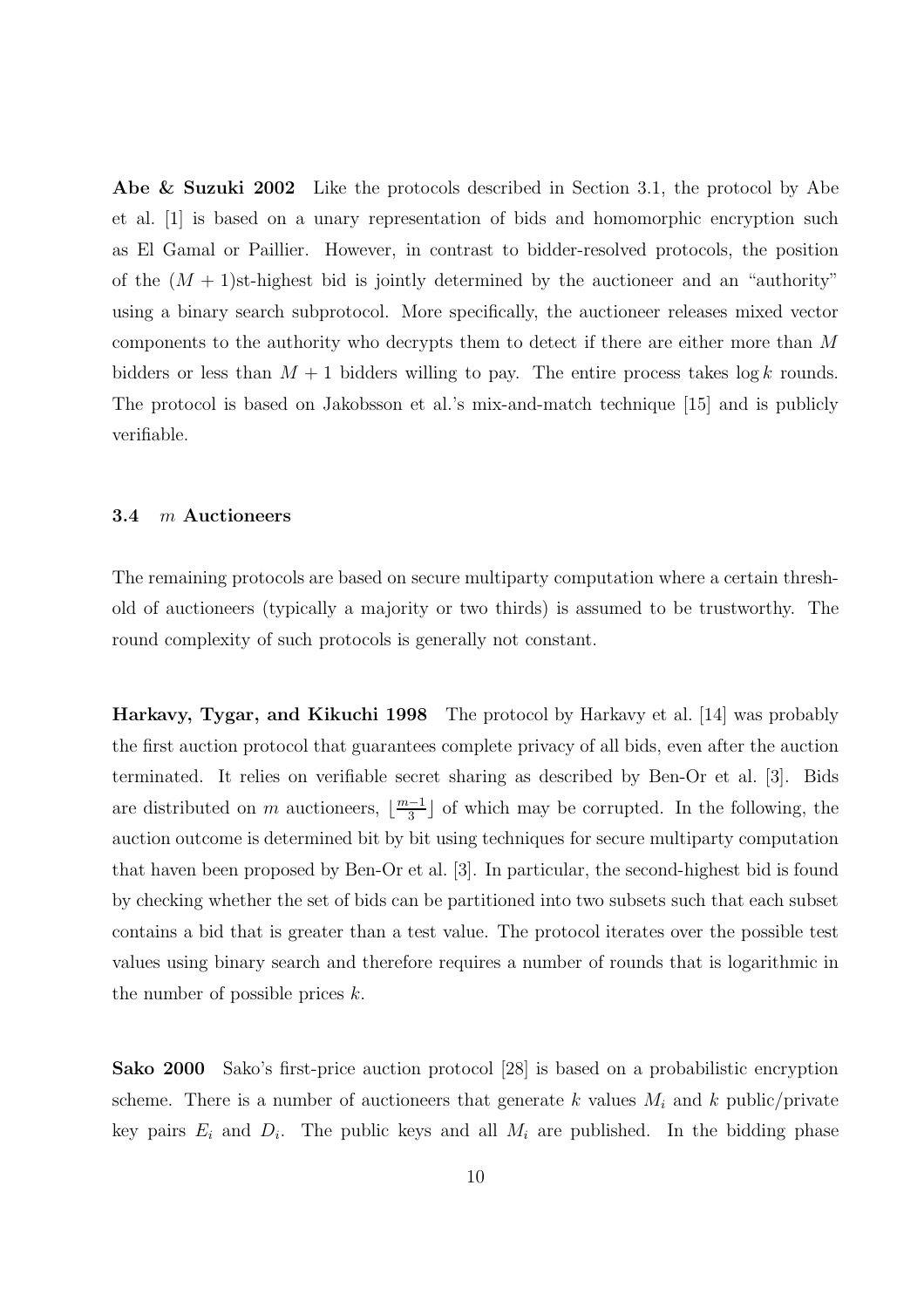**Abe & Suzuki 2002** Like the protocols described in Section 3.1, the protocol by Abe et al. [1] is based on a unary representation of bids and homomorphic encryption such as El Gamal or Paillier. However, in contrast to bidder-resolved protocols, the position of the $(M+1)$st-highest bid is jointly determined by the auctioneer and an "authority" using a binary search subprotocol. More specifically, the auctioneer releases mixed vector components to the authority who decrypts them to detect if there are either more than $M$ bidders or less than $M+1$ bidders willing to pay. The entire process takes $\log k$ rounds. The protocol is based on Jakobsson et al.'s mix-and-match technique [15] and is publicly verifiable.

### 3.4 $m$ Auctioneers

The remaining protocols are based on secure multiparty computation where a certain threshold of auctioneers (typically a majority or two thirds) is assumed to be trustworthy. The round complexity of such protocols is generally not constant.

**Harkavy, Tygar, and Kikuchi 1998** The protocol by Harkavy et al. [14] was probably the first auction protocol that guarantees complete privacy of all bids, even after the auction terminated. It relies on verifiable secret sharing as described by Ben-Or et al. [3]. Bids are distributed on $m$ auctioneers, $\lfloor \frac{m-1}{3} \rfloor$ of which may be corrupted. In the following, the auction outcome is determined bit by bit using techniques for secure multiparty computation that haven been proposed by Ben-Or et al. [3]. In particular, the second-highest bid is found by checking whether the set of bids can be partitioned into two subsets such that each subset contains a bid that is greater than a test value. The protocol iterates over the possible test values using binary search and therefore requires a number of rounds that is logarithmic in the number of possible prices $k$.

**Sako 2000** Sako's first-price auction protocol [28] is based on a probabilistic encryption scheme. There is a number of auctioneers that generate $k$ values $M_i$ and $k$ public/private key pairs $E_i$ and $D_i$. The public keys and all $M_i$ are published. In the bidding phase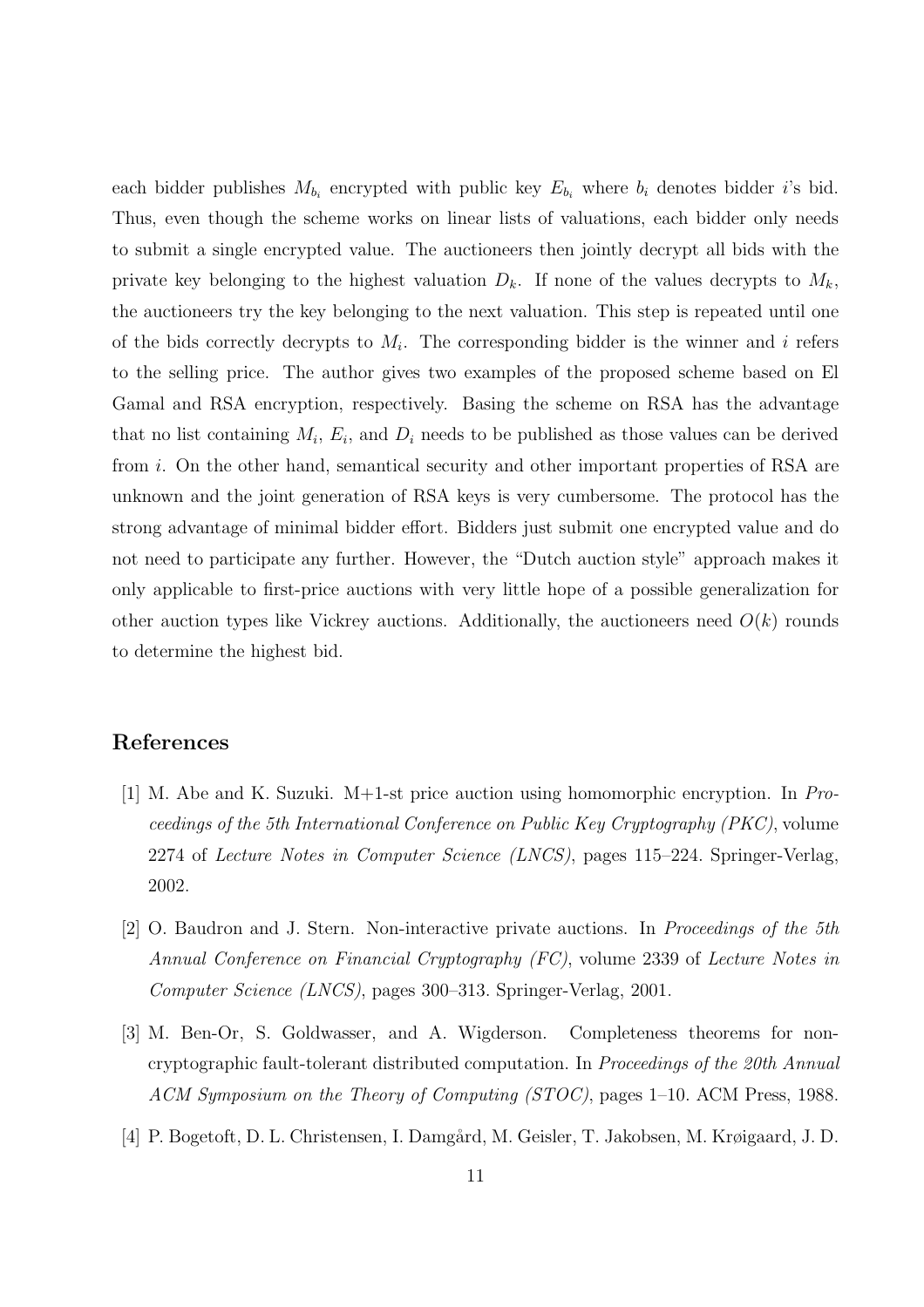each bidder publishes $M_{b_i}$ encrypted with public key $E_{b_i}$ where $b_i$ denotes bidder $i$'s bid. Thus, even though the scheme works on linear lists of valuations, each bidder only needs to submit a single encrypted value. The auctioneers then jointly decrypt all bids with the private key belonging to the highest valuation $D_k$. If none of the values decrypts to $M_k$, the auctioneers try the key belonging to the next valuation. This step is repeated until one of the bids correctly decrypts to $M_i$. The corresponding bidder is the winner and $i$ refers to the selling price. The author gives two examples of the proposed scheme based on El Gamal and RSA encryption, respectively. Basing the scheme on RSA has the advantage that no list containing $M_i$, $E_i$, and $D_i$ needs to be published as those values can be derived from $i$. On the other hand, semantical security and other important properties of RSA are unknown and the joint generation of RSA keys is very cumbersome. The protocol has the strong advantage of minimal bidder effort. Bidders just submit one encrypted value and do not need to participate any further. However, the "Dutch auction style" approach makes it only applicable to first-price auctions with very little hope of a possible generalization for other auction types like Vickrey auctions. Additionally, the auctioneers need $O(k)$ rounds to determine the highest bid.

## References

[1] M. Abe and K. Suzuki. M+1-st price auction using homomorphic encryption. In *Proceedings of the 5th International Conference on Public Key Cryptography (PKC)*, volume 2274 of *Lecture Notes in Computer Science (LNCS)*, pages 115–224. Springer-Verlag, 2002.

[2] O. Baudron and J. Stern. Non-interactive private auctions. In *Proceedings of the 5th Annual Conference on Financial Cryptography (FC)*, volume 2339 of *Lecture Notes in Computer Science (LNCS)*, pages 300–313. Springer-Verlag, 2001.

[3] M. Ben-Or, S. Goldwasser, and A. Wigderson. Completeness theorems for non-cryptographic fault-tolerant distributed computation. In *Proceedings of the 20th Annual ACM Symposium on the Theory of Computing (STOC)*, pages 1–10. ACM Press, 1988.

[4] P. Bogetoft, D. L. Christensen, I. Damgård, M. Geisler, T. Jakobsen, M. Krøigaard, J. D.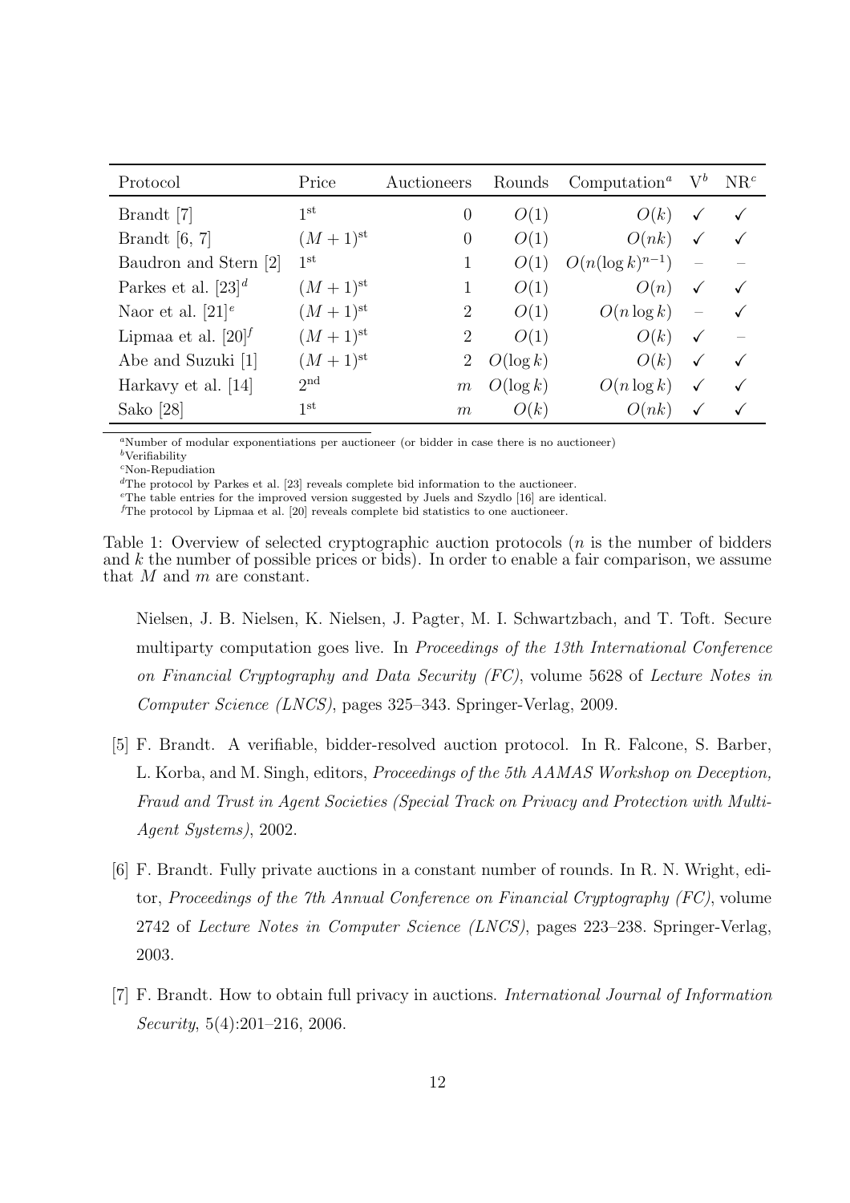| Protocol | Price | Auctioneers | Rounds | Computation[a] | V[b] | NR[c] |
|---|---|---|---|---|---|---|
| Brandt [7] | $1^{\text{st}}$ | 0 | $O(1)$ | $O(k)$ | ✓ | ✓ |
| Brandt [6, 7] | $(M+1)^{\text{st}}$ | 0 | $O(1)$ | $O(nk)$ | ✓ | ✓ |
| Baudron and Stern [2] | $1^{\text{st}}$ | 1 | $O(1)$ | $O(n(\log k)^{n-1})$ | – | – |
| Parkes et al. [23][d] | $(M+1)^{\text{st}}$ | 1 | $O(1)$ | $O(n)$ | ✓ | ✓ |
| Naor et al. [21][e] | $(M+1)^{\text{st}}$ | 2 | $O(1)$ | $O(n \log k)$ | – | ✓ |
| Lipmaa et al. [20][f] | $(M+1)^{\text{st}}$ | 2 | $O(1)$ | $O(k)$ | ✓ | – |
| Abe and Suzuki [1] | $(M+1)^{\text{st}}$ | 2 | $O(\log k)$ | $O(k)$ | ✓ | ✓ |
| Harkavy et al. [14] | $2^{\text{nd}}$ | $m$ | $O(\log k)$ | $O(n \log k)$ | ✓ | ✓ |
| Sako [28] | $1^{\text{st}}$ | $m$ | $O(k)$ | $O(nk)$ | ✓ | ✓ |

[a] Number of modular exponentiations per auctioneer (or bidder in case there is no auctioneer)
[b] Verifiability
[c] Non-Repudiation
[d] The protocol by Parkes et al. [23] reveals complete bid information to the auctioneer.
[e] The table entries for the improved version suggested by Juels and Szydlo [16] are identical.
[f] The protocol by Lipmaa et al. [20] reveals complete bid statistics to one auctioneer.

Table 1: Overview of selected cryptographic auction protocols ($n$ is the number of bidders and $k$ the number of possible prices or bids). In order to enable a fair comparison, we assume that $M$ and $m$ are constant.

Nielsen, J. B. Nielsen, K. Nielsen, J. Pagter, M. I. Schwartzbach, and T. Toft. Secure multiparty computation goes live. In *Proceedings of the 13th International Conference on Financial Cryptography and Data Security (FC)*, volume 5628 of *Lecture Notes in Computer Science (LNCS)*, pages 325–343. Springer-Verlag, 2009.

[5] F. Brandt. A verifiable, bidder-resolved auction protocol. In R. Falcone, S. Barber, L. Korba, and M. Singh, editors, *Proceedings of the 5th AAMAS Workshop on Deception, Fraud and Trust in Agent Societies (Special Track on Privacy and Protection with Multi-Agent Systems)*, 2002.

[6] F. Brandt. Fully private auctions in a constant number of rounds. In R. N. Wright, editor, *Proceedings of the 7th Annual Conference on Financial Cryptography (FC)*, volume 2742 of *Lecture Notes in Computer Science (LNCS)*, pages 223–238. Springer-Verlag, 2003.

[7] F. Brandt. How to obtain full privacy in auctions. *International Journal of Information Security*, 5(4):201–216, 2006.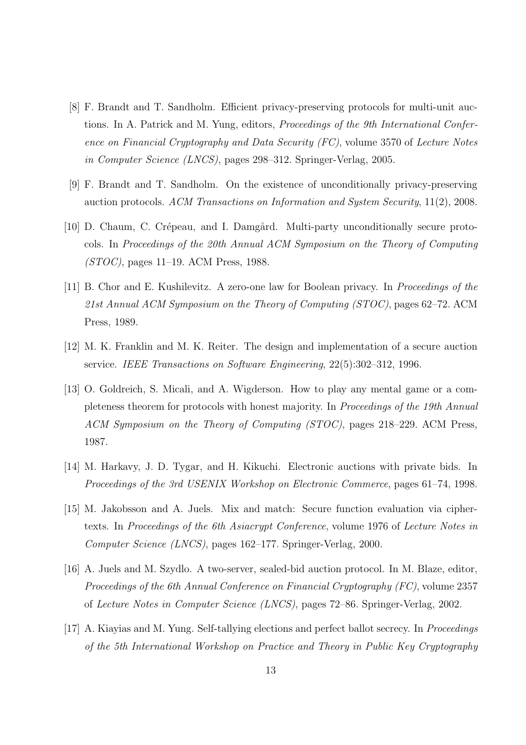[8] F. Brandt and T. Sandholm. Efficient privacy-preserving protocols for multi-unit auctions. In A. Patrick and M. Yung, editors, *Proceedings of the 9th International Conference on Financial Cryptography and Data Security (FC)*, volume 3570 of *Lecture Notes in Computer Science (LNCS)*, pages 298–312. Springer-Verlag, 2005.

[9] F. Brandt and T. Sandholm. On the existence of unconditionally privacy-preserving auction protocols. *ACM Transactions on Information and System Security*, 11(2), 2008.

[10] D. Chaum, C. Crépeau, and I. Damgård. Multi-party unconditionally secure protocols. In *Proceedings of the 20th Annual ACM Symposium on the Theory of Computing (STOC)*, pages 11–19. ACM Press, 1988.

[11] B. Chor and E. Kushilevitz. A zero-one law for Boolean privacy. In *Proceedings of the 21st Annual ACM Symposium on the Theory of Computing (STOC)*, pages 62–72. ACM Press, 1989.

[12] M. K. Franklin and M. K. Reiter. The design and implementation of a secure auction service. *IEEE Transactions on Software Engineering*, 22(5):302–312, 1996.

[13] O. Goldreich, S. Micali, and A. Wigderson. How to play any mental game or a completeness theorem for protocols with honest majority. In *Proceedings of the 19th Annual ACM Symposium on the Theory of Computing (STOC)*, pages 218–229. ACM Press, 1987.

[14] M. Harkavy, J. D. Tygar, and H. Kikuchi. Electronic auctions with private bids. In *Proceedings of the 3rd USENIX Workshop on Electronic Commerce*, pages 61–74, 1998.

[15] M. Jakobsson and A. Juels. Mix and match: Secure function evaluation via ciphertexts. In *Proceedings of the 6th Asiacrypt Conference*, volume 1976 of *Lecture Notes in Computer Science (LNCS)*, pages 162–177. Springer-Verlag, 2000.

[16] A. Juels and M. Szydlo. A two-server, sealed-bid auction protocol. In M. Blaze, editor, *Proceedings of the 6th Annual Conference on Financial Cryptography (FC)*, volume 2357 of *Lecture Notes in Computer Science (LNCS)*, pages 72–86. Springer-Verlag, 2002.

[17] A. Kiayias and M. Yung. Self-tallying elections and perfect ballot secrecy. In *Proceedings of the 5th International Workshop on Practice and Theory in Public Key Cryptography*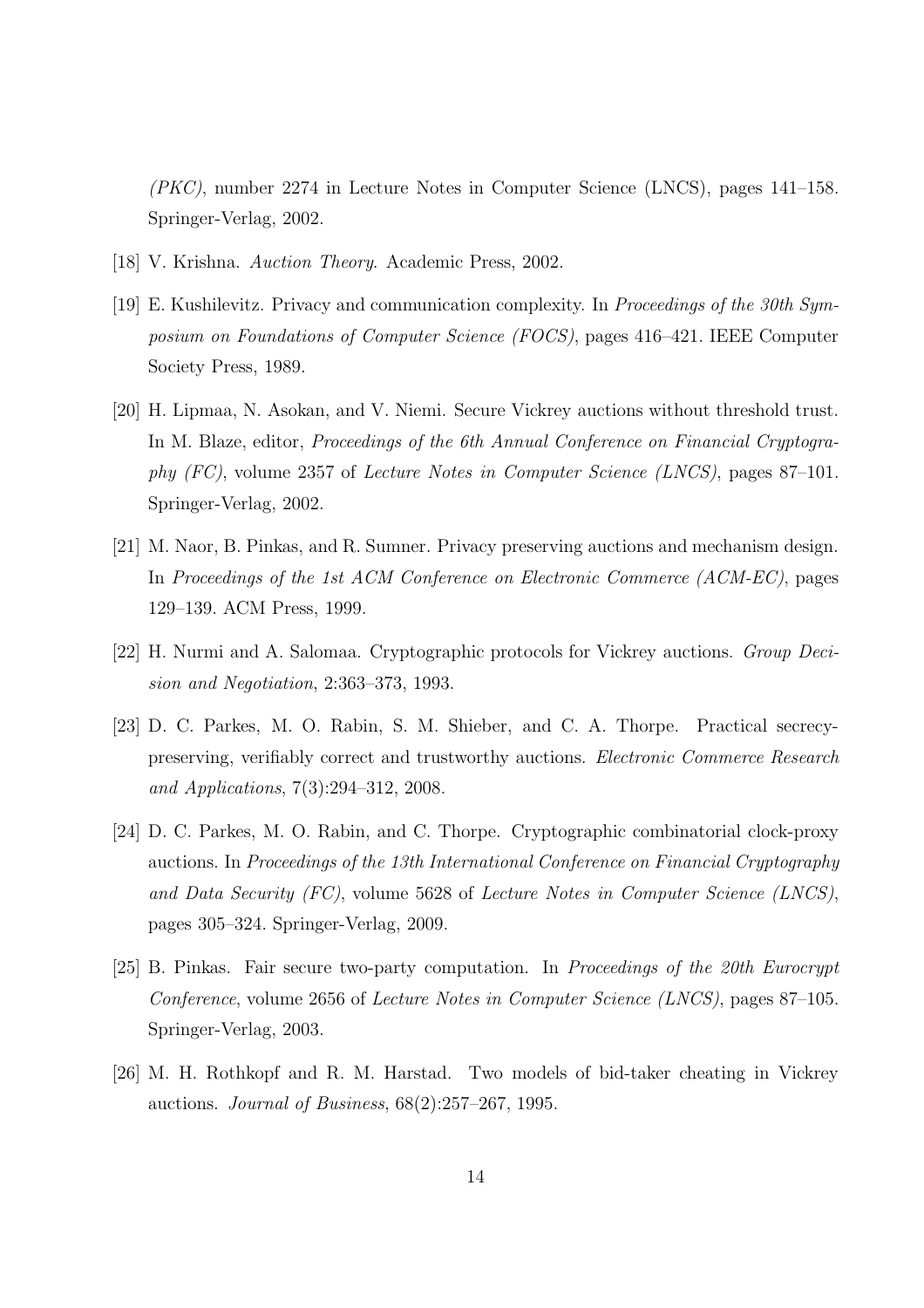*(PKC)*, number 2274 in Lecture Notes in Computer Science (LNCS), pages 141–158. Springer-Verlag, 2002.

[18] V. Krishna. *Auction Theory*. Academic Press, 2002.

[19] E. Kushilevitz. Privacy and communication complexity. In *Proceedings of the 30th Symposium on Foundations of Computer Science (FOCS)*, pages 416–421. IEEE Computer Society Press, 1989.

[20] H. Lipmaa, N. Asokan, and V. Niemi. Secure Vickrey auctions without threshold trust. In M. Blaze, editor, *Proceedings of the 6th Annual Conference on Financial Cryptography (FC)*, volume 2357 of *Lecture Notes in Computer Science (LNCS)*, pages 87–101. Springer-Verlag, 2002.

[21] M. Naor, B. Pinkas, and R. Sumner. Privacy preserving auctions and mechanism design. In *Proceedings of the 1st ACM Conference on Electronic Commerce (ACM-EC)*, pages 129–139. ACM Press, 1999.

[22] H. Nurmi and A. Salomaa. Cryptographic protocols for Vickrey auctions. *Group Decision and Negotiation*, 2:363–373, 1993.

[23] D. C. Parkes, M. O. Rabin, S. M. Shieber, and C. A. Thorpe. Practical secrecy-preserving, verifiably correct and trustworthy auctions. *Electronic Commerce Research and Applications*, 7(3):294–312, 2008.

[24] D. C. Parkes, M. O. Rabin, and C. Thorpe. Cryptographic combinatorial clock-proxy auctions. In *Proceedings of the 13th International Conference on Financial Cryptography and Data Security (FC)*, volume 5628 of *Lecture Notes in Computer Science (LNCS)*, pages 305–324. Springer-Verlag, 2009.

[25] B. Pinkas. Fair secure two-party computation. In *Proceedings of the 20th Eurocrypt Conference*, volume 2656 of *Lecture Notes in Computer Science (LNCS)*, pages 87–105. Springer-Verlag, 2003.

[26] M. H. Rothkopf and R. M. Harstad. Two models of bid-taker cheating in Vickrey auctions. *Journal of Business*, 68(2):257–267, 1995.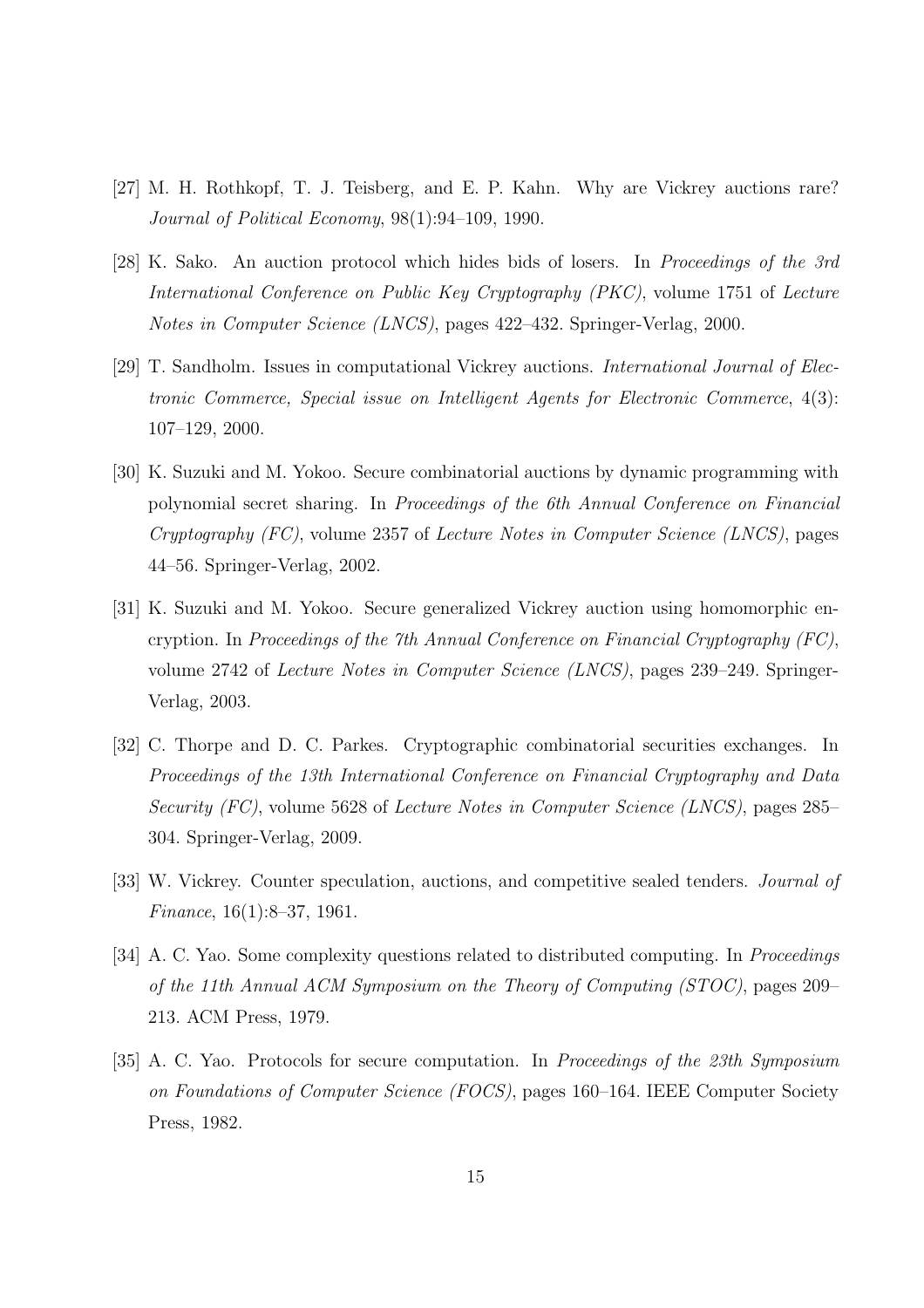[27] M. H. Rothkopf, T. J. Teisberg, and E. P. Kahn. Why are Vickrey auctions rare? *Journal of Political Economy*, 98(1):94–109, 1990.

[28] K. Sako. An auction protocol which hides bids of losers. In *Proceedings of the 3rd International Conference on Public Key Cryptography (PKC)*, volume 1751 of *Lecture Notes in Computer Science (LNCS)*, pages 422–432. Springer-Verlag, 2000.

[29] T. Sandholm. Issues in computational Vickrey auctions. *International Journal of Electronic Commerce, Special issue on Intelligent Agents for Electronic Commerce*, 4(3): 107–129, 2000.

[30] K. Suzuki and M. Yokoo. Secure combinatorial auctions by dynamic programming with polynomial secret sharing. In *Proceedings of the 6th Annual Conference on Financial Cryptography (FC)*, volume 2357 of *Lecture Notes in Computer Science (LNCS)*, pages 44–56. Springer-Verlag, 2002.

[31] K. Suzuki and M. Yokoo. Secure generalized Vickrey auction using homomorphic encryption. In *Proceedings of the 7th Annual Conference on Financial Cryptography (FC)*, volume 2742 of *Lecture Notes in Computer Science (LNCS)*, pages 239–249. Springer-Verlag, 2003.

[32] C. Thorpe and D. C. Parkes. Cryptographic combinatorial securities exchanges. In *Proceedings of the 13th International Conference on Financial Cryptography and Data Security (FC)*, volume 5628 of *Lecture Notes in Computer Science (LNCS)*, pages 285–304. Springer-Verlag, 2009.

[33] W. Vickrey. Counter speculation, auctions, and competitive sealed tenders. *Journal of Finance*, 16(1):8–37, 1961.

[34] A. C. Yao. Some complexity questions related to distributed computing. In *Proceedings of the 11th Annual ACM Symposium on the Theory of Computing (STOC)*, pages 209–213. ACM Press, 1979.

[35] A. C. Yao. Protocols for secure computation. In *Proceedings of the 23th Symposium on Foundations of Computer Science (FOCS)*, pages 160–164. IEEE Computer Society Press, 1982.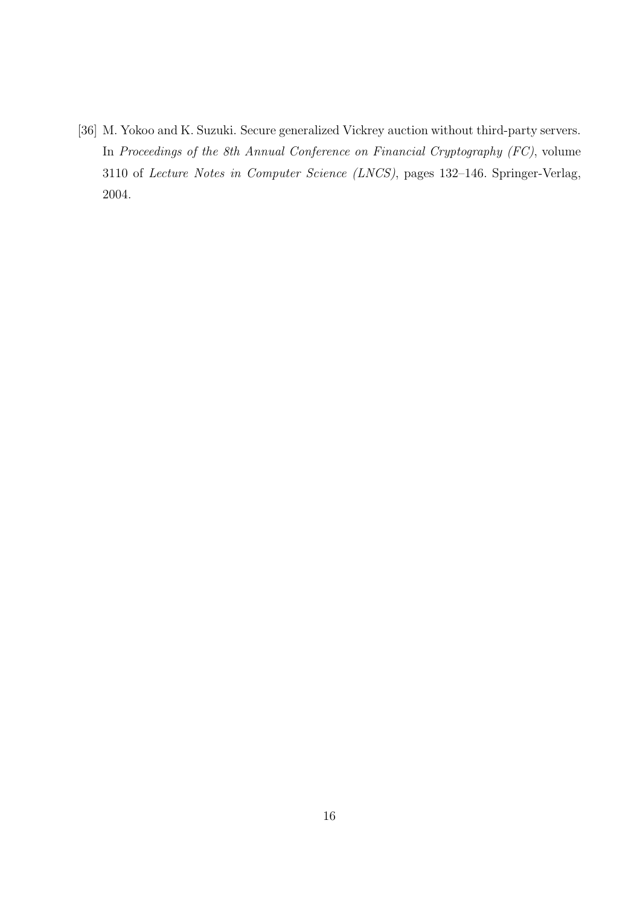[36] M. Yokoo and K. Suzuki. Secure generalized Vickrey auction without third-party servers. In *Proceedings of the 8th Annual Conference on Financial Cryptography (FC)*, volume 3110 of *Lecture Notes in Computer Science (LNCS)*, pages 132–146. Springer-Verlag, 2004.